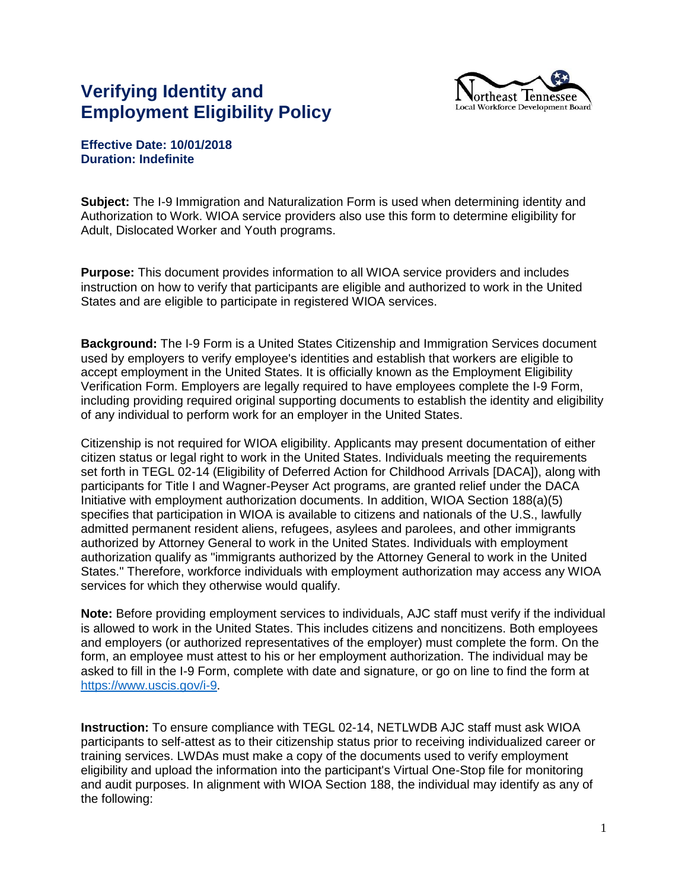# Verifying Identity and Employment Eligibility Policy

**Effective Date: 10/01/2018**
**Duration: Indefinite**

**Subject:** The I-9 Immigration and Naturalization Form is used when determining identity and Authorization to Work. WIOA service providers also use this form to determine eligibility for Adult, Dislocated Worker and Youth programs.

**Purpose:** This document provides information to all WIOA service providers and includes instruction on how to verify that participants are eligible and authorized to work in the United States and are eligible to participate in registered WIOA services.

**Background:** The I-9 Form is a United States Citizenship and Immigration Services document used by employers to verify employee's identities and establish that workers are eligible to accept employment in the United States. It is officially known as the Employment Eligibility Verification Form. Employers are legally required to have employees complete the I-9 Form, including providing required original supporting documents to establish the identity and eligibility of any individual to perform work for an employer in the United States.

Citizenship is not required for WIOA eligibility. Applicants may present documentation of either citizen status or legal right to work in the United States. Individuals meeting the requirements set forth in TEGL 02-14 (Eligibility of Deferred Action for Childhood Arrivals [DACA]), along with participants for Title I and Wagner-Peyser Act programs, are granted relief under the DACA Initiative with employment authorization documents. In addition, WIOA Section 188(a)(5) specifies that participation in WIOA is available to citizens and nationals of the U.S., lawfully admitted permanent resident aliens, refugees, asylees and parolees, and other immigrants authorized by Attorney General to work in the United States. Individuals with employment authorization qualify as "immigrants authorized by the Attorney General to work in the United States." Therefore, workforce individuals with employment authorization may access any WIOA services for which they otherwise would qualify.

**Note:** Before providing employment services to individuals, AJC staff must verify if the individual is allowed to work in the United States. This includes citizens and noncitizens. Both employees and employers (or authorized representatives of the employer) must complete the form. On the form, an employee must attest to his or her employment authorization. The individual may be asked to fill in the I-9 Form, complete with date and signature, or go on line to find the form at https://www.uscis.gov/i-9.

**Instruction:** To ensure compliance with TEGL 02-14, NETLWDB AJC staff must ask WIOA participants to self-attest as to their citizenship status prior to receiving individualized career or training services. LWDAs must make a copy of the documents used to verify employment eligibility and upload the information into the participant's Virtual One-Stop file for monitoring and audit purposes. In alignment with WIOA Section 188, the individual may identify as any of the following: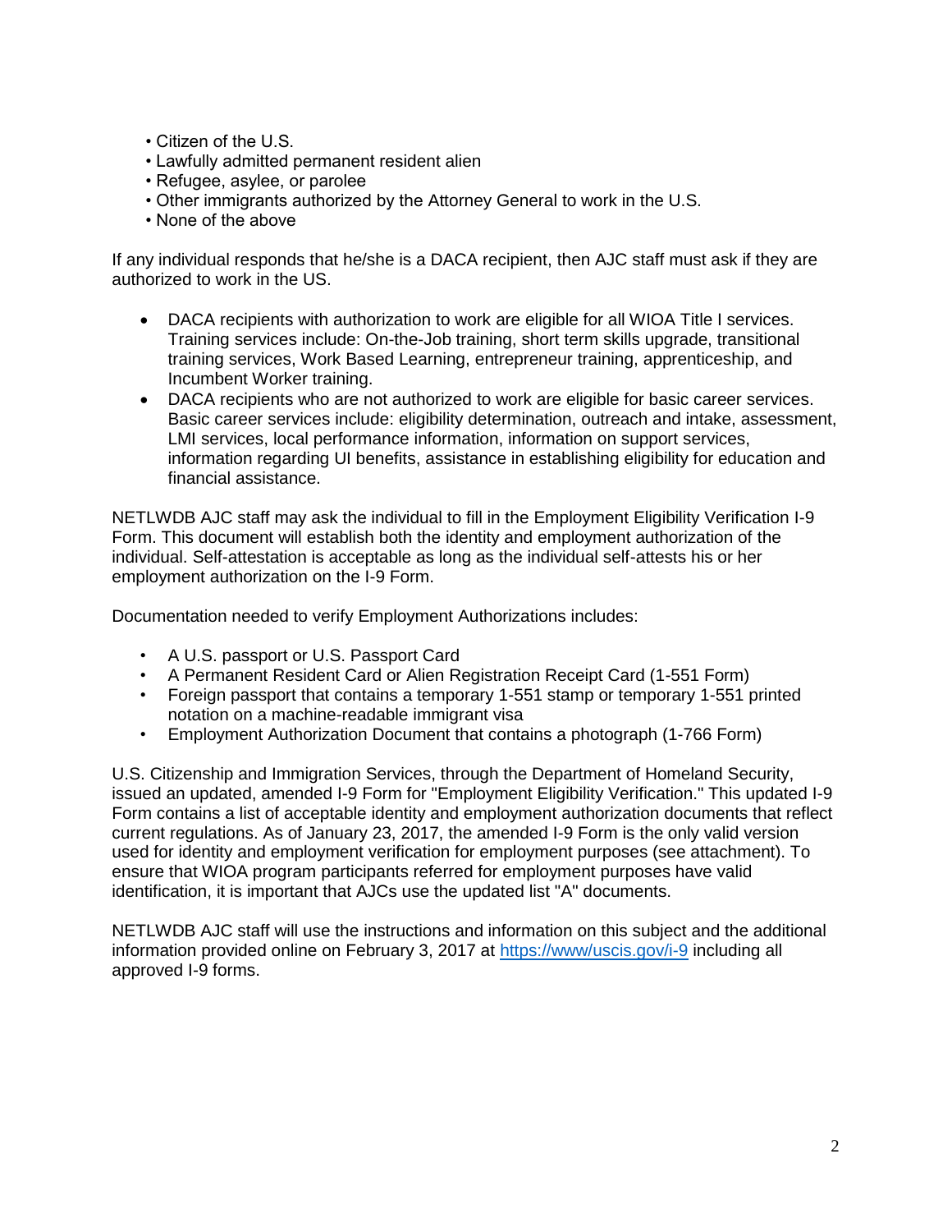- Citizen of the U.S.
- Lawfully admitted permanent resident alien
- Refugee, asylee, or parolee
- Other immigrants authorized by the Attorney General to work in the U.S.
- None of the above

If any individual responds that he/she is a DACA recipient, then AJC staff must ask if they are authorized to work in the US.

- DACA recipients with authorization to work are eligible for all WIOA Title I services. Training services include: On-the-Job training, short term skills upgrade, transitional training services, Work Based Learning, entrepreneur training, apprenticeship, and Incumbent Worker training.
- DACA recipients who are not authorized to work are eligible for basic career services. Basic career services include: eligibility determination, outreach and intake, assessment, LMI services, local performance information, information on support services, information regarding UI benefits, assistance in establishing eligibility for education and financial assistance.

NETLWDB AJC staff may ask the individual to fill in the Employment Eligibility Verification I-9 Form. This document will establish both the identity and employment authorization of the individual. Self-attestation is acceptable as long as the individual self-attests his or her employment authorization on the I-9 Form.

Documentation needed to verify Employment Authorizations includes:

- A U.S. passport or U.S. Passport Card
- A Permanent Resident Card or Alien Registration Receipt Card (1-551 Form)
- Foreign passport that contains a temporary 1-551 stamp or temporary 1-551 printed notation on a machine-readable immigrant visa
- Employment Authorization Document that contains a photograph (1-766 Form)

U.S. Citizenship and Immigration Services, through the Department of Homeland Security, issued an updated, amended I-9 Form for "Employment Eligibility Verification." This updated I-9 Form contains a list of acceptable identity and employment authorization documents that reflect current regulations. As of January 23, 2017, the amended I-9 Form is the only valid version used for identity and employment verification for employment purposes (see attachment). To ensure that WIOA program participants referred for employment purposes have valid identification, it is important that AJCs use the updated list "A" documents.

NETLWDB AJC staff will use the instructions and information on this subject and the additional information provided online on February 3, 2017 at https://www/uscis.gov/i-9 including all approved I-9 forms.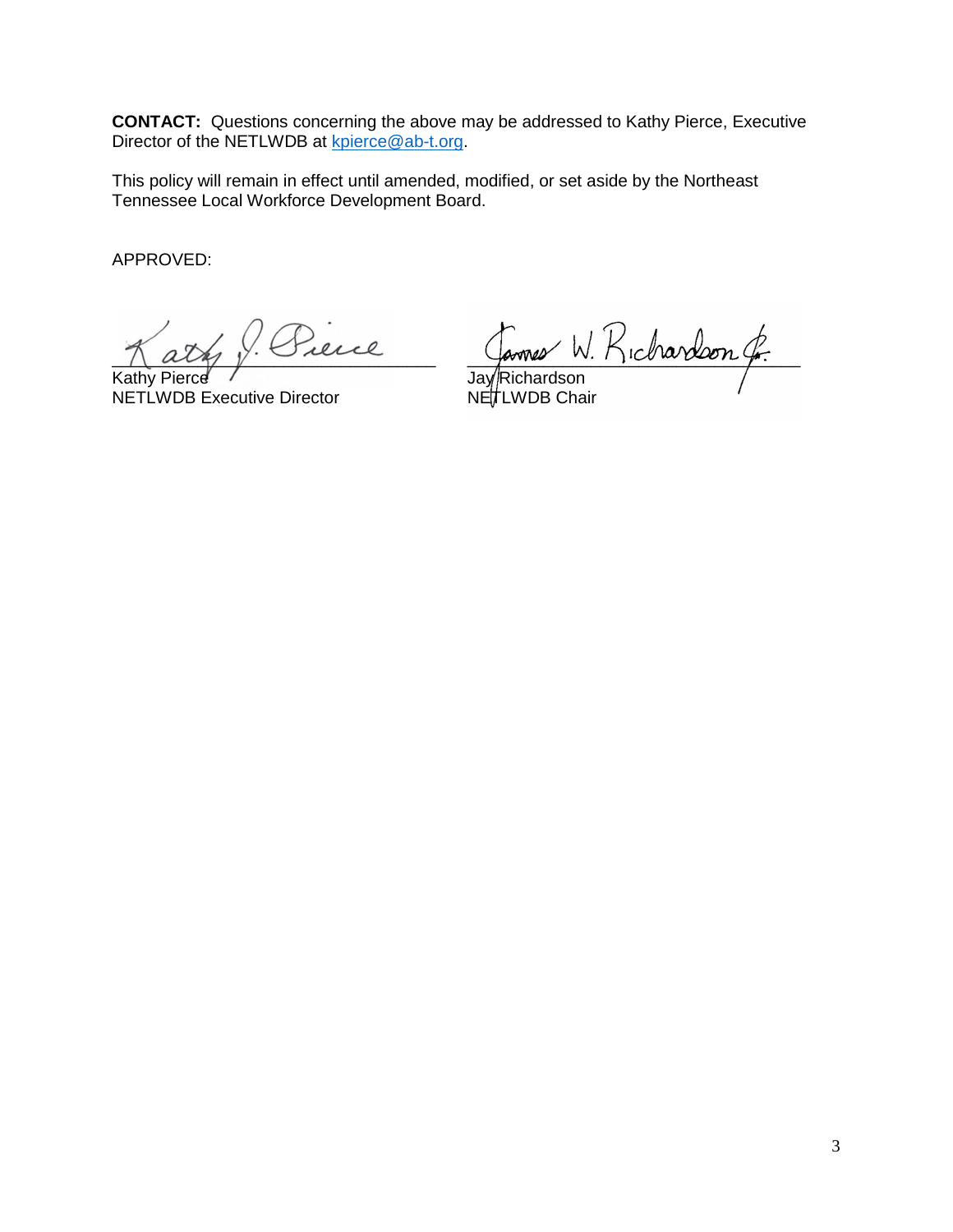**CONTACT:** Questions concerning the above may be addressed to Kathy Pierce, Executive Director of the NETLWDB at [kpierce@ab-t.org](mailto:kpierce@ab-t.org).

This policy will remain in effect until amended, modified, or set aside by the Northeast Tennessee Local Workforce Development Board.

APPROVED:

| | |
|---|---|
| Kathy Pierce | Jay Richardson |
| NETLWDB Executive Director | NETLWDB Chair |